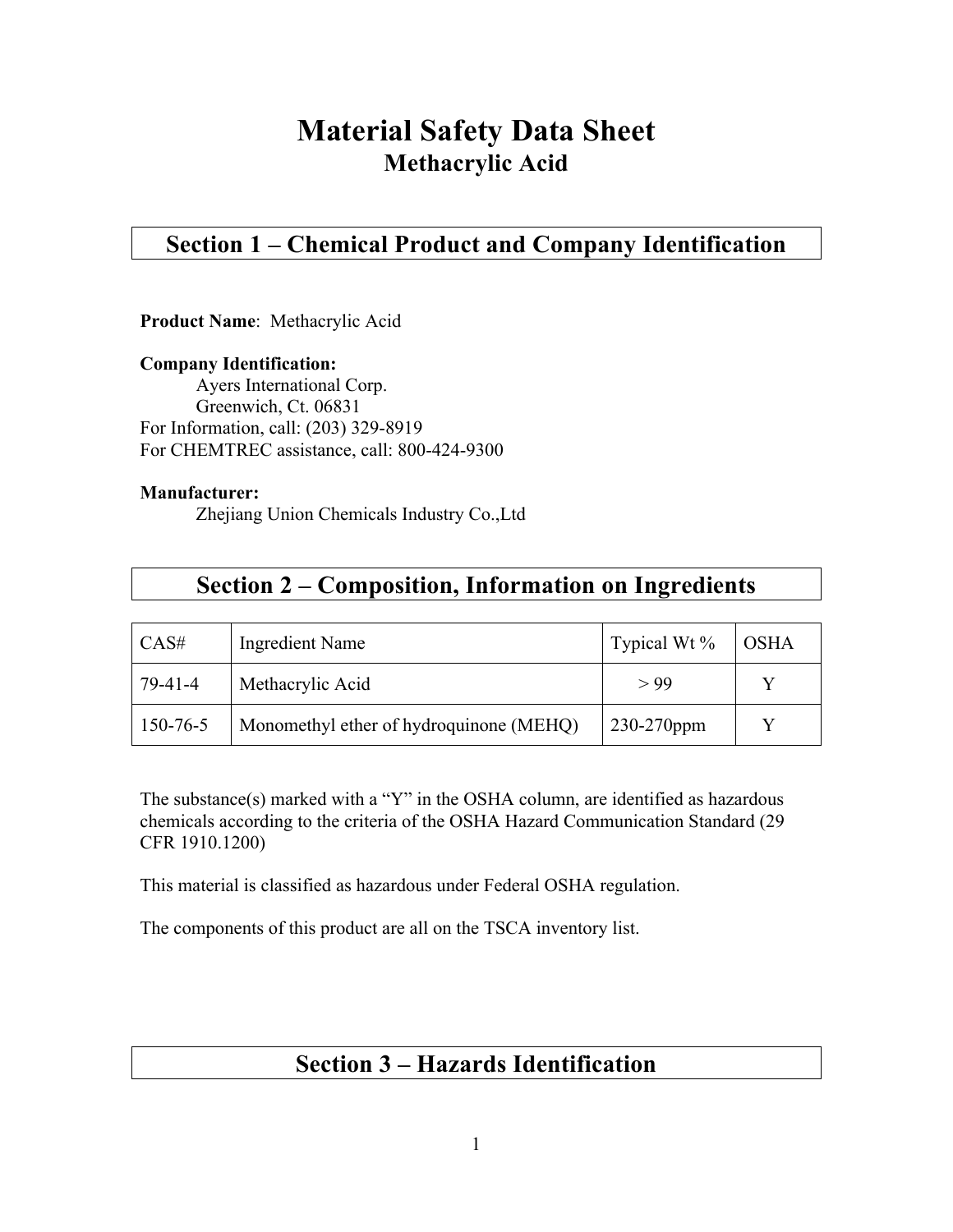# Material Safety Data Sheet

## Methacrylic Acid

## Section 1 – Chemical Product and Company Identification

**Product Name**: Methacrylic Acid

**Company Identification:**
Ayers International Corp.
Greenwich, Ct. 06831
For Information, call: (203) 329-8919
For CHEMTREC assistance, call: 800-424-9300

**Manufacturer:**
Zhejiang Union Chemicals Industry Co.,Ltd

## Section 2 – Composition, Information on Ingredients

| CAS# | Ingredient Name | Typical Wt % | OSHA |
|---|---|---|---|
| 79-41-4 | Methacrylic Acid | > 99 | Y |
| 150-76-5 | Monomethyl ether of hydroquinone (MEHQ) | 230-270ppm | Y |

The substance(s) marked with a "Y" in the OSHA column, are identified as hazardous chemicals according to the criteria of the OSHA Hazard Communication Standard (29 CFR 1910.1200)

This material is classified as hazardous under Federal OSHA regulation.

The components of this product are all on the TSCA inventory list.

## Section 3 – Hazards Identification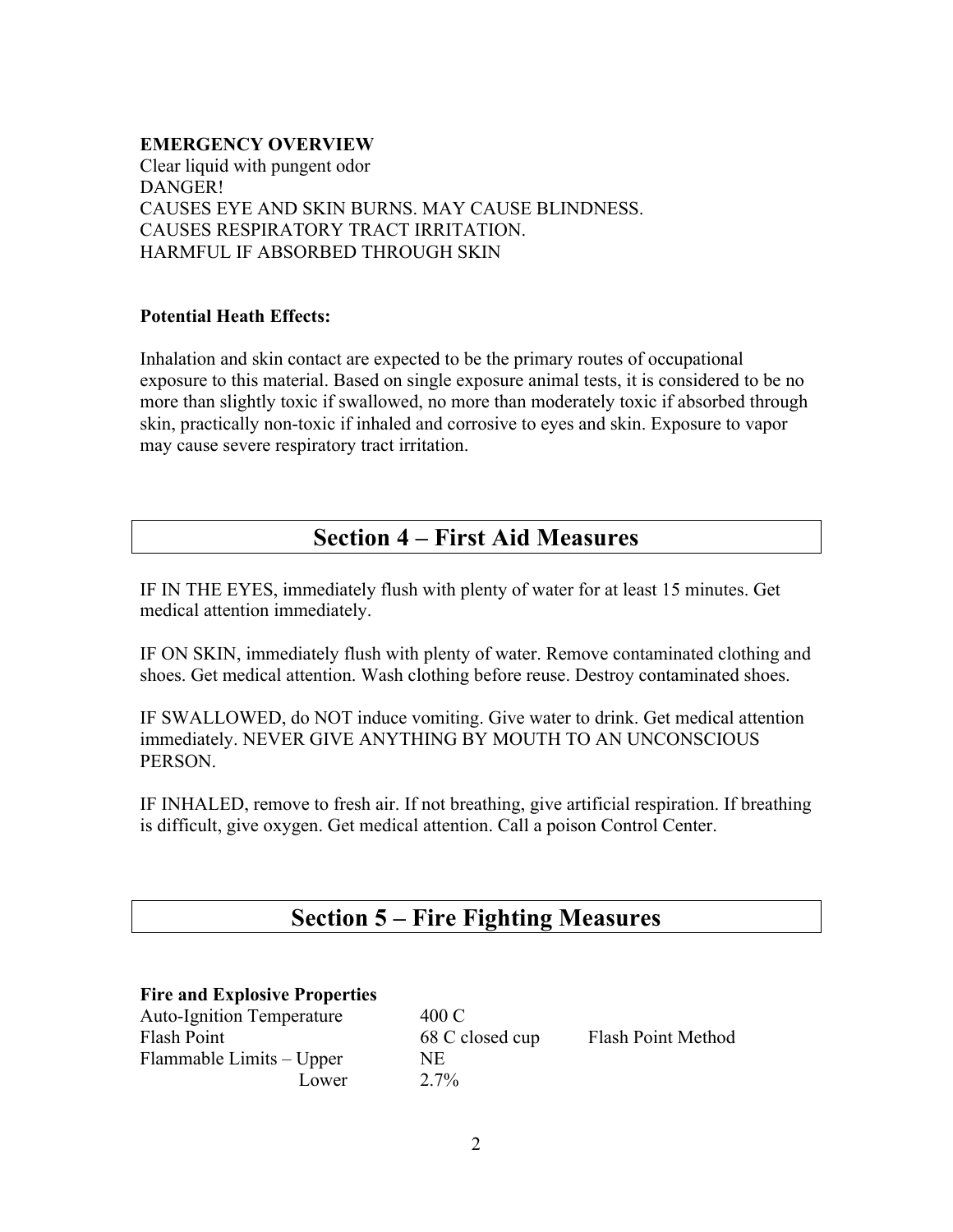**EMERGENCY OVERVIEW**
Clear liquid with pungent odor
DANGER!
CAUSES EYE AND SKIN BURNS. MAY CAUSE BLINDNESS.
CAUSES RESPIRATORY TRACT IRRITATION.
HARMFUL IF ABSORBED THROUGH SKIN

**Potential Heath Effects:**

Inhalation and skin contact are expected to be the primary routes of occupational exposure to this material. Based on single exposure animal tests, it is considered to be no more than slightly toxic if swallowed, no more than moderately toxic if absorbed through skin, practically non-toxic if inhaled and corrosive to eyes and skin. Exposure to vapor may cause severe respiratory tract irritation.

## Section 4 – First Aid Measures

IF IN THE EYES, immediately flush with plenty of water for at least 15 minutes. Get medical attention immediately.

IF ON SKIN, immediately flush with plenty of water. Remove contaminated clothing and shoes. Get medical attention. Wash clothing before reuse. Destroy contaminated shoes.

IF SWALLOWED, do NOT induce vomiting. Give water to drink. Get medical attention immediately. NEVER GIVE ANYTHING BY MOUTH TO AN UNCONSCIOUS PERSON.

IF INHALED, remove to fresh air. If not breathing, give artificial respiration. If breathing is difficult, give oxygen. Get medical attention. Call a poison Control Center.

## Section 5 – Fire Fighting Measures

**Fire and Explosive Properties**

| | | |
|---|---|---|
| Auto-Ignition Temperature | 400 C | |
| Flash Point | 68 C closed cup | Flash Point Method |
| Flammable Limits – Upper | NE | |
| Lower | 2.7% | |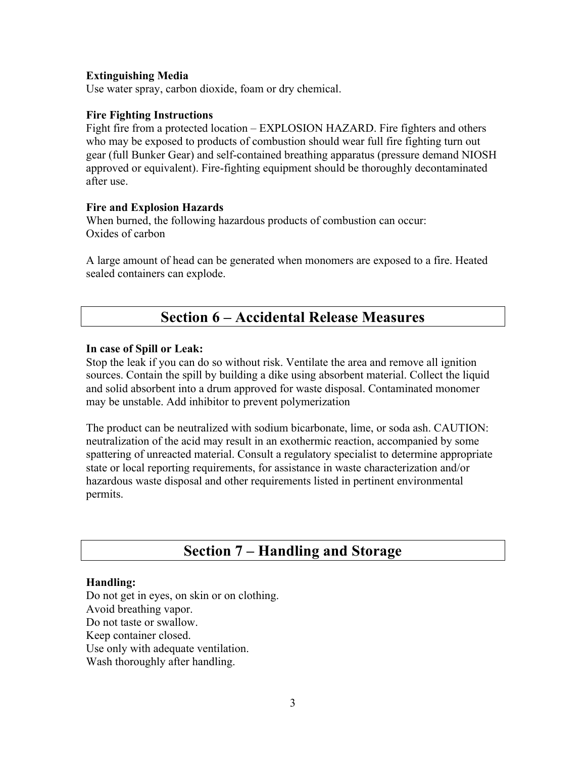**Extinguishing Media**
Use water spray, carbon dioxide, foam or dry chemical.

**Fire Fighting Instructions**
Fight fire from a protected location – EXPLOSION HAZARD. Fire fighters and others who may be exposed to products of combustion should wear full fire fighting turn out gear (full Bunker Gear) and self-contained breathing apparatus (pressure demand NIOSH approved or equivalent). Fire-fighting equipment should be thoroughly decontaminated after use.

**Fire and Explosion Hazards**
When burned, the following hazardous products of combustion can occur:
Oxides of carbon

A large amount of head can be generated when monomers are exposed to a fire. Heated sealed containers can explode.

## Section 6 – Accidental Release Measures

**In case of Spill or Leak:**
Stop the leak if you can do so without risk. Ventilate the area and remove all ignition sources. Contain the spill by building a dike using absorbent material. Collect the liquid and solid absorbent into a drum approved for waste disposal. Contaminated monomer may be unstable. Add inhibitor to prevent polymerization

The product can be neutralized with sodium bicarbonate, lime, or soda ash. CAUTION: neutralization of the acid may result in an exothermic reaction, accompanied by some spattering of unreacted material. Consult a regulatory specialist to determine appropriate state or local reporting requirements, for assistance in waste characterization and/or hazardous waste disposal and other requirements listed in pertinent environmental permits.

## Section 7 – Handling and Storage

**Handling:**
Do not get in eyes, on skin or on clothing.
Avoid breathing vapor.
Do not taste or swallow.
Keep container closed.
Use only with adequate ventilation.
Wash thoroughly after handling.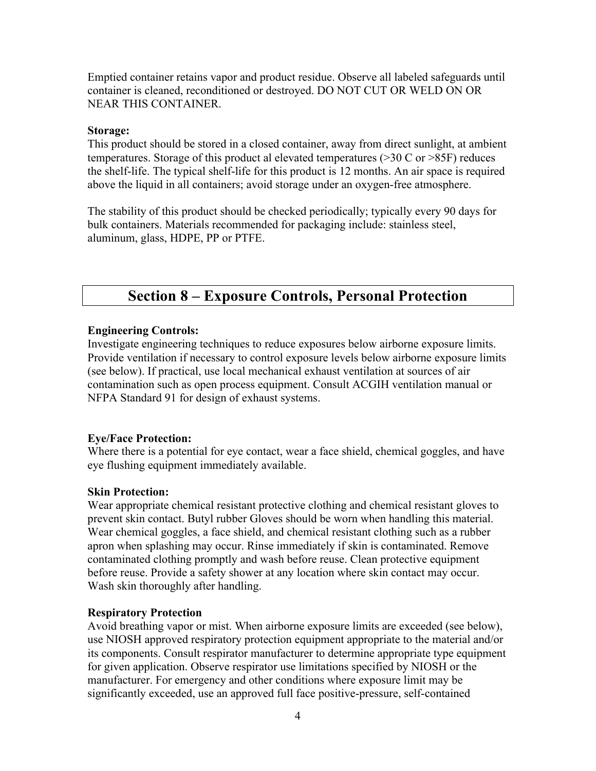Emptied container retains vapor and product residue. Observe all labeled safeguards until container is cleaned, reconditioned or destroyed. DO NOT CUT OR WELD ON OR NEAR THIS CONTAINER.

**Storage:**
This product should be stored in a closed container, away from direct sunlight, at ambient temperatures. Storage of this product al elevated temperatures (>30 C or >85F) reduces the shelf-life. The typical shelf-life for this product is 12 months. An air space is required above the liquid in all containers; avoid storage under an oxygen-free atmosphere.

The stability of this product should be checked periodically; typically every 90 days for bulk containers. Materials recommended for packaging include: stainless steel, aluminum, glass, HDPE, PP or PTFE.

## Section 8 – Exposure Controls, Personal Protection

**Engineering Controls:**
Investigate engineering techniques to reduce exposures below airborne exposure limits. Provide ventilation if necessary to control exposure levels below airborne exposure limits (see below). If practical, use local mechanical exhaust ventilation at sources of air contamination such as open process equipment. Consult ACGIH ventilation manual or NFPA Standard 91 for design of exhaust systems.

**Eye/Face Protection:**
Where there is a potential for eye contact, wear a face shield, chemical goggles, and have eye flushing equipment immediately available.

**Skin Protection:**
Wear appropriate chemical resistant protective clothing and chemical resistant gloves to prevent skin contact. Butyl rubber Gloves should be worn when handling this material. Wear chemical goggles, a face shield, and chemical resistant clothing such as a rubber apron when splashing may occur. Rinse immediately if skin is contaminated. Remove contaminated clothing promptly and wash before reuse. Clean protective equipment before reuse. Provide a safety shower at any location where skin contact may occur. Wash skin thoroughly after handling.

**Respiratory Protection**
Avoid breathing vapor or mist. When airborne exposure limits are exceeded (see below), use NIOSH approved respiratory protection equipment appropriate to the material and/or its components. Consult respirator manufacturer to determine appropriate type equipment for given application. Observe respirator use limitations specified by NIOSH or the manufacturer. For emergency and other conditions where exposure limit may be significantly exceeded, use an approved full face positive-pressure, self-contained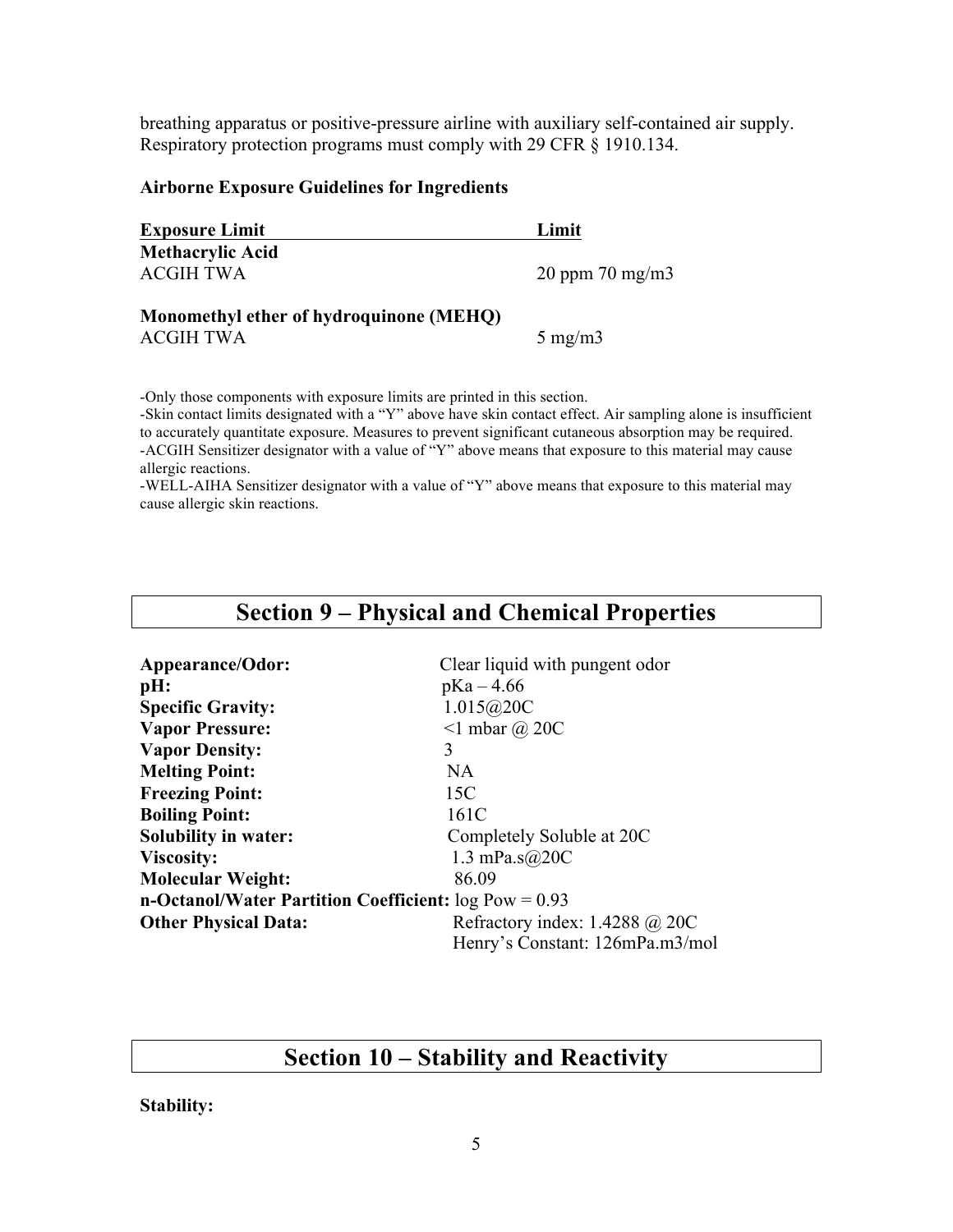breathing apparatus or positive-pressure airline with auxiliary self-contained air supply. Respiratory protection programs must comply with 29 CFR § 1910.134.

**Airborne Exposure Guidelines for Ingredients**

| Exposure Limit | Limit |
|---|---|
| **Methacrylic Acid** | |
| ACGIH TWA | 20 ppm 70 mg/m3 |
| **Monomethyl ether of hydroquinone (MEHQ)** | |
| ACGIH TWA | 5 mg/m3 |

-Only those components with exposure limits are printed in this section.
-Skin contact limits designated with a "Y" above have skin contact effect. Air sampling alone is insufficient to accurately quantitate exposure. Measures to prevent significant cutaneous absorption may be required.
-ACGIH Sensitizer designator with a value of "Y" above means that exposure to this material may cause allergic reactions.
-WELL-AIHA Sensitizer designator with a value of "Y" above means that exposure to this material may cause allergic skin reactions.

## Section 9 – Physical and Chemical Properties

**Appearance/Odor:** Clear liquid with pungent odor
**pH:** pKa – 4.66
**Specific Gravity:** 1.015@20C
**Vapor Pressure:** <1 mbar @ 20C
**Vapor Density:** 3
**Melting Point:** NA
**Freezing Point:** 15C
**Boiling Point:** 161C
**Solubility in water:** Completely Soluble at 20C
**Viscosity:** 1.3 mPa.s@20C
**Molecular Weight:** 86.09
**n-Octanol/Water Partition Coefficient:** log Pow = 0.93
**Other Physical Data:** Refractory index: 1.4288 @ 20C
Henry's Constant: 126mPa.m3/mol

## Section 10 – Stability and Reactivity

**Stability:**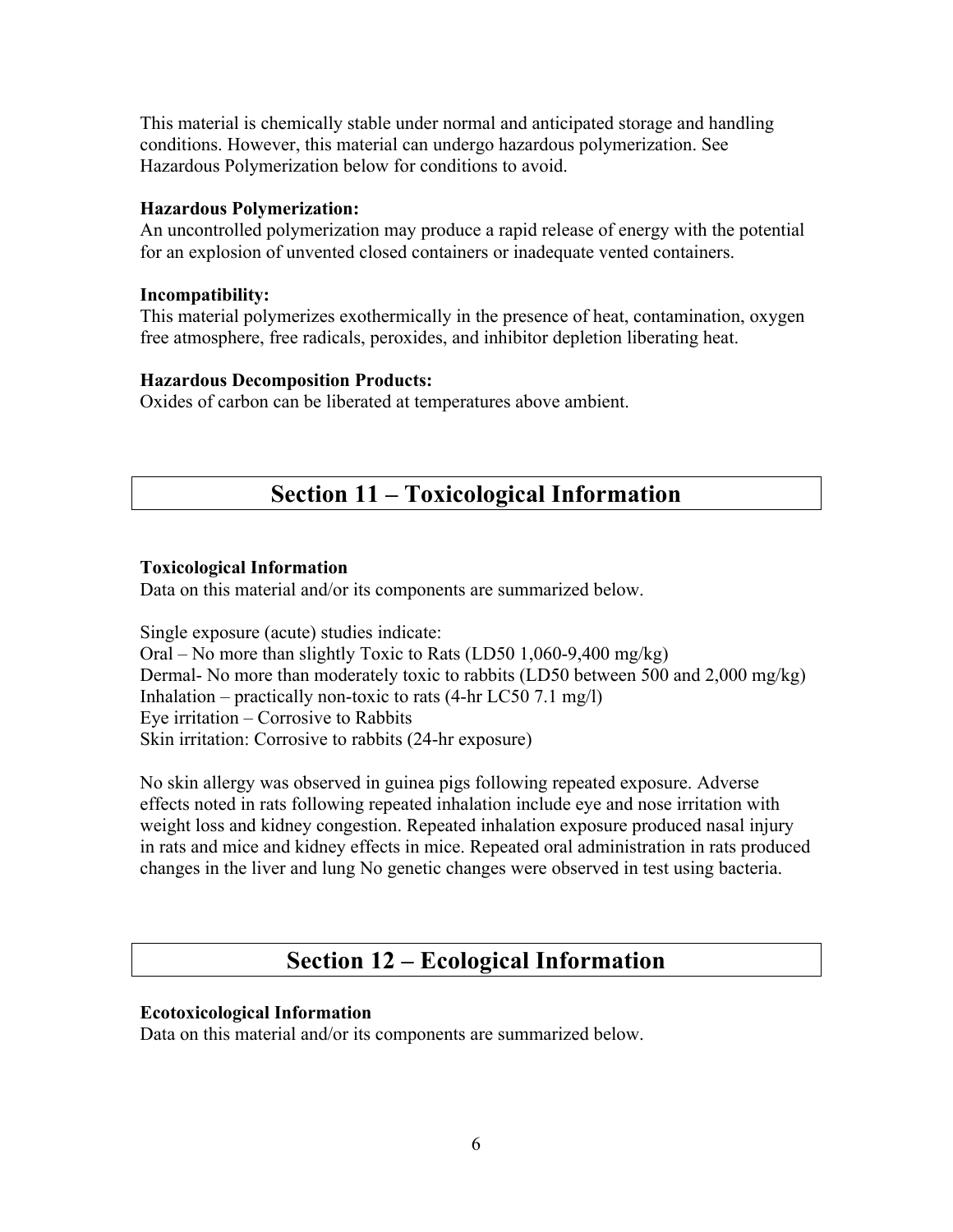This material is chemically stable under normal and anticipated storage and handling conditions. However, this material can undergo hazardous polymerization. See Hazardous Polymerization below for conditions to avoid.

**Hazardous Polymerization:**
An uncontrolled polymerization may produce a rapid release of energy with the potential for an explosion of unvented closed containers or inadequate vented containers.

**Incompatibility:**
This material polymerizes exothermically in the presence of heat, contamination, oxygen free atmosphere, free radicals, peroxides, and inhibitor depletion liberating heat.

**Hazardous Decomposition Products:**
Oxides of carbon can be liberated at temperatures above ambient.

## Section 11 – Toxicological Information

**Toxicological Information**
Data on this material and/or its components are summarized below.

Single exposure (acute) studies indicate:
Oral – No more than slightly Toxic to Rats (LD50 1,060-9,400 mg/kg)
Dermal- No more than moderately toxic to rabbits (LD50 between 500 and 2,000 mg/kg)
Inhalation – practically non-toxic to rats (4-hr LC50 7.1 mg/l)
Eye irritation – Corrosive to Rabbits
Skin irritation: Corrosive to rabbits (24-hr exposure)

No skin allergy was observed in guinea pigs following repeated exposure. Adverse effects noted in rats following repeated inhalation include eye and nose irritation with weight loss and kidney congestion. Repeated inhalation exposure produced nasal injury in rats and mice and kidney effects in mice. Repeated oral administration in rats produced changes in the liver and lung No genetic changes were observed in test using bacteria.

## Section 12 – Ecological Information

**Ecotoxicological Information**
Data on this material and/or its components are summarized below.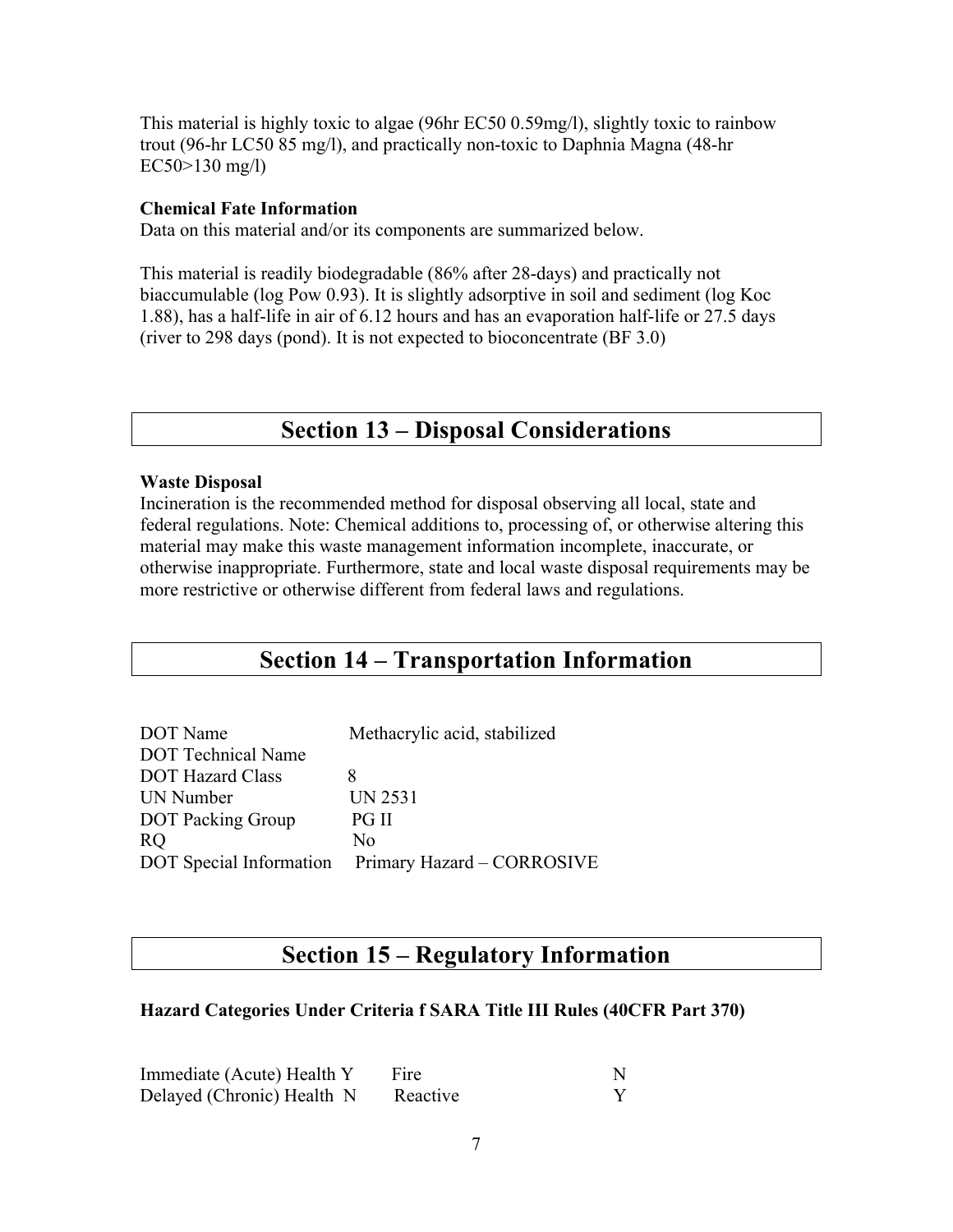This material is highly toxic to algae (96hr EC50 0.59mg/l), slightly toxic to rainbow trout (96-hr LC50 85 mg/l), and practically non-toxic to Daphnia Magna (48-hr EC50>130 mg/l)

**Chemical Fate Information**
Data on this material and/or its components are summarized below.

This material is readily biodegradable (86% after 28-days) and practically not biaccumulable (log Pow 0.93). It is slightly adsorptive in soil and sediment (log Koc 1.88), has a half-life in air of 6.12 hours and has an evaporation half-life or 27.5 days (river to 298 days (pond). It is not expected to bioconcentrate (BF 3.0)

## Section 13 – Disposal Considerations

**Waste Disposal**
Incineration is the recommended method for disposal observing all local, state and federal regulations. Note: Chemical additions to, processing of, or otherwise altering this material may make this waste management information incomplete, inaccurate, or otherwise inappropriate. Furthermore, state and local waste disposal requirements may be more restrictive or otherwise different from federal laws and regulations.

## Section 14 – Transportation Information

| | |
|---|---|
| DOT Name | Methacrylic acid, stabilized |
| DOT Technical Name | |
| DOT Hazard Class | 8 |
| UN Number | UN 2531 |
| DOT Packing Group | PG II |
| RQ | No |
| DOT Special Information | Primary Hazard – CORROSIVE |

## Section 15 – Regulatory Information

**Hazard Categories Under Criteria f SARA Title III Rules (40CFR Part 370)**

| | | | |
|---|---|---|---|
| Immediate (Acute) Health | Y | Fire | N |
| Delayed (Chronic) Health | N | Reactive | Y |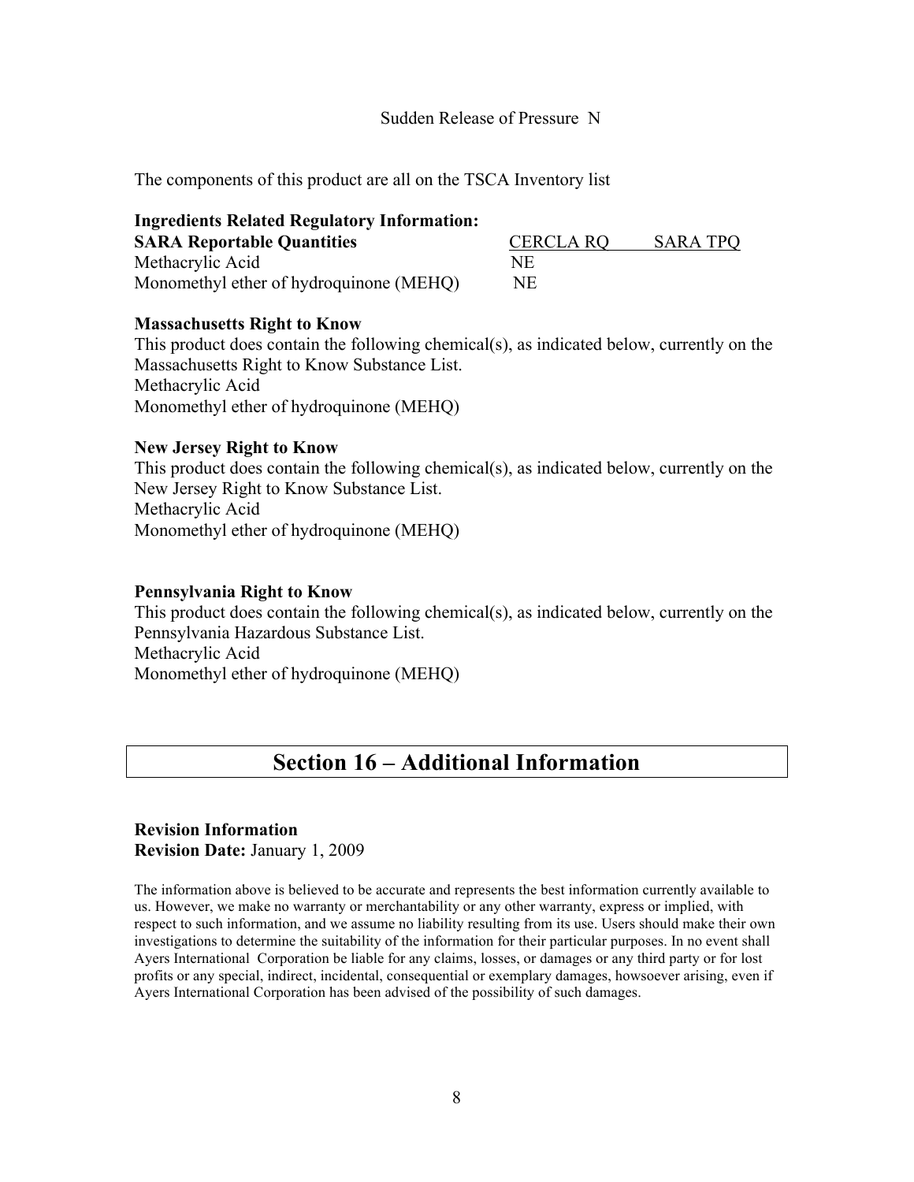Sudden Release of Pressure N

The components of this product are all on the TSCA Inventory list

**Ingredients Related Regulatory Information:**

| **SARA Reportable Quantities** | CERCLA RQ | SARA TPQ |
| --- | --- | --- |
| Methacrylic Acid | NE | |
| Monomethyl ether of hydroquinone (MEHQ) | NE | |

**Massachusetts Right to Know**

This product does contain the following chemical(s), as indicated below, currently on the Massachusetts Right to Know Substance List.
Methacrylic Acid
Monomethyl ether of hydroquinone (MEHQ)

**New Jersey Right to Know**

This product does contain the following chemical(s), as indicated below, currently on the New Jersey Right to Know Substance List.
Methacrylic Acid
Monomethyl ether of hydroquinone (MEHQ)

**Pennsylvania Right to Know**

This product does contain the following chemical(s), as indicated below, currently on the Pennsylvania Hazardous Substance List.
Methacrylic Acid
Monomethyl ether of hydroquinone (MEHQ)

# Section 16 – Additional Information

**Revision Information**
**Revision Date:** January 1, 2009

The information above is believed to be accurate and represents the best information currently available to us. However, we make no warranty or merchantability or any other warranty, express or implied, with respect to such information, and we assume no liability resulting from its use. Users should make their own investigations to determine the suitability of the information for their particular purposes. In no event shall Ayers International Corporation be liable for any claims, losses, or damages or any third party or for lost profits or any special, indirect, incidental, consequential or exemplary damages, howsoever arising, even if Ayers International Corporation has been advised of the possibility of such damages.